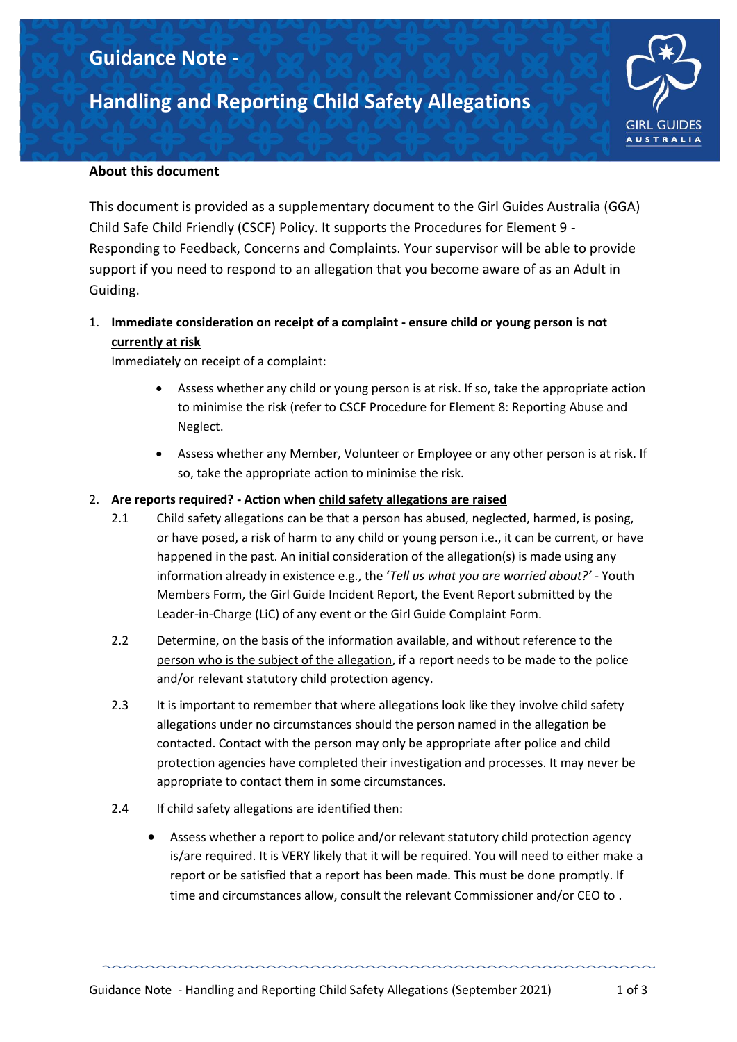# Guidance Note - Handling and Reporting Child Safety Allegations

**About this document**

This document is provided as a supplementary document to the Girl Guides Australia (GGA) Child Safe Child Friendly (CSCF) Policy. It supports the Procedures for Element 9 - Responding to Feedback, Concerns and Complaints. Your supervisor will be able to provide support if you need to respond to an allegation that you become aware of as an Adult in Guiding.

1. **Immediate consideration on receipt of a complaint - ensure child or young person is <u>not currently at risk</u>**

   Immediately on receipt of a complaint:

   - Assess whether any child or young person is at risk. If so, take the appropriate action to minimise the risk (refer to CSCF Procedure for Element 8: Reporting Abuse and Neglect.
   - Assess whether any Member, Volunteer or Employee or any other person is at risk. If so, take the appropriate action to minimise the risk.

2. **Are reports required? - Action when <u>child safety allegations are raised</u>**

   2.1 Child safety allegations can be that a person has abused, neglected, harmed, is posing, or have posed, a risk of harm to any child or young person i.e., it can be current, or have happened in the past. An initial consideration of the allegation(s) is made using any information already in existence e.g., the '*Tell us what you are worried about?'* - Youth Members Form, the Girl Guide Incident Report, the Event Report submitted by the Leader-in-Charge (LiC) of any event or the Girl Guide Complaint Form.

   2.2 Determine, on the basis of the information available, and <u>without reference to the person who is the subject of the allegation</u>, if a report needs to be made to the police and/or relevant statutory child protection agency.

   2.3 It is important to remember that where allegations look like they involve child safety allegations under no circumstances should the person named in the allegation be contacted. Contact with the person may only be appropriate after police and child protection agencies have completed their investigation and processes. It may never be appropriate to contact them in some circumstances.

   2.4 If child safety allegations are identified then:

   - Assess whether a report to police and/or relevant statutory child protection agency is/are required. It is VERY likely that it will be required. You will need to either make a report or be satisfied that a report has been made. This must be done promptly. If time and circumstances allow, consult the relevant Commissioner and/or CEO to .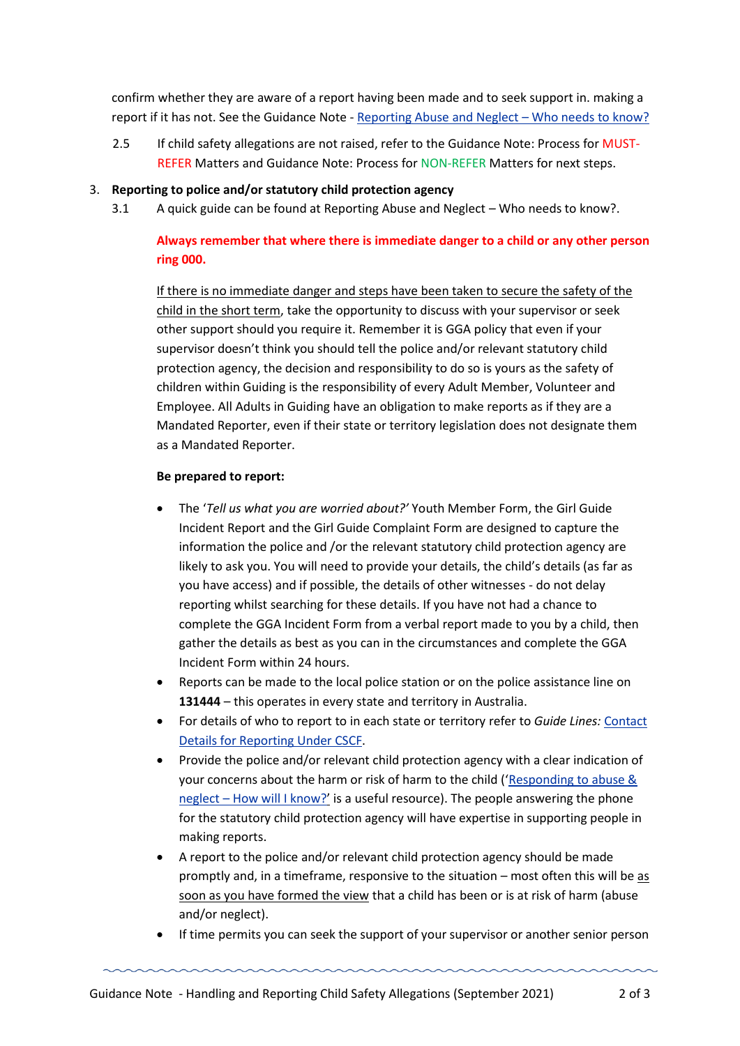confirm whether they are aware of a report having been made and to seek support in. making a report if it has not. See the Guidance Note - Reporting Abuse and Neglect – Who needs to know?

2.5 If child safety allegations are not raised, refer to the Guidance Note: Process for MUST-REFER Matters and Guidance Note: Process for NON-REFER Matters for next steps.

3. **Reporting to police and/or statutory child protection agency**

3.1 A quick guide can be found at Reporting Abuse and Neglect – Who needs to know?.

**Always remember that where there is immediate danger to a child or any other person ring 000.**

If there is no immediate danger and steps have been taken to secure the safety of the child in the short term, take the opportunity to discuss with your supervisor or seek other support should you require it. Remember it is GGA policy that even if your supervisor doesn't think you should tell the police and/or relevant statutory child protection agency, the decision and responsibility to do so is yours as the safety of children within Guiding is the responsibility of every Adult Member, Volunteer and Employee. All Adults in Guiding have an obligation to make reports as if they are a Mandated Reporter, even if their state or territory legislation does not designate them as a Mandated Reporter.

**Be prepared to report:**

- The '*Tell us what you are worried about?*' Youth Member Form, the Girl Guide Incident Report and the Girl Guide Complaint Form are designed to capture the information the police and /or the relevant statutory child protection agency are likely to ask you. You will need to provide your details, the child's details (as far as you have access) and if possible, the details of other witnesses - do not delay reporting whilst searching for these details. If you have not had a chance to complete the GGA Incident Form from a verbal report made to you by a child, then gather the details as best as you can in the circumstances and complete the GGA Incident Form within 24 hours.
- Reports can be made to the local police station or on the police assistance line on **131444** – this operates in every state and territory in Australia.
- For details of who to report to in each state or territory refer to *Guide Lines:* Contact Details for Reporting Under CSCF.
- Provide the police and/or relevant child protection agency with a clear indication of your concerns about the harm or risk of harm to the child ('Responding to abuse & neglect – How will I know?' is a useful resource). The people answering the phone for the statutory child protection agency will have expertise in supporting people in making reports.
- A report to the police and/or relevant child protection agency should be made promptly and, in a timeframe, responsive to the situation – most often this will be as soon as you have formed the view that a child has been or is at risk of harm (abuse and/or neglect).
- If time permits you can seek the support of your supervisor or another senior person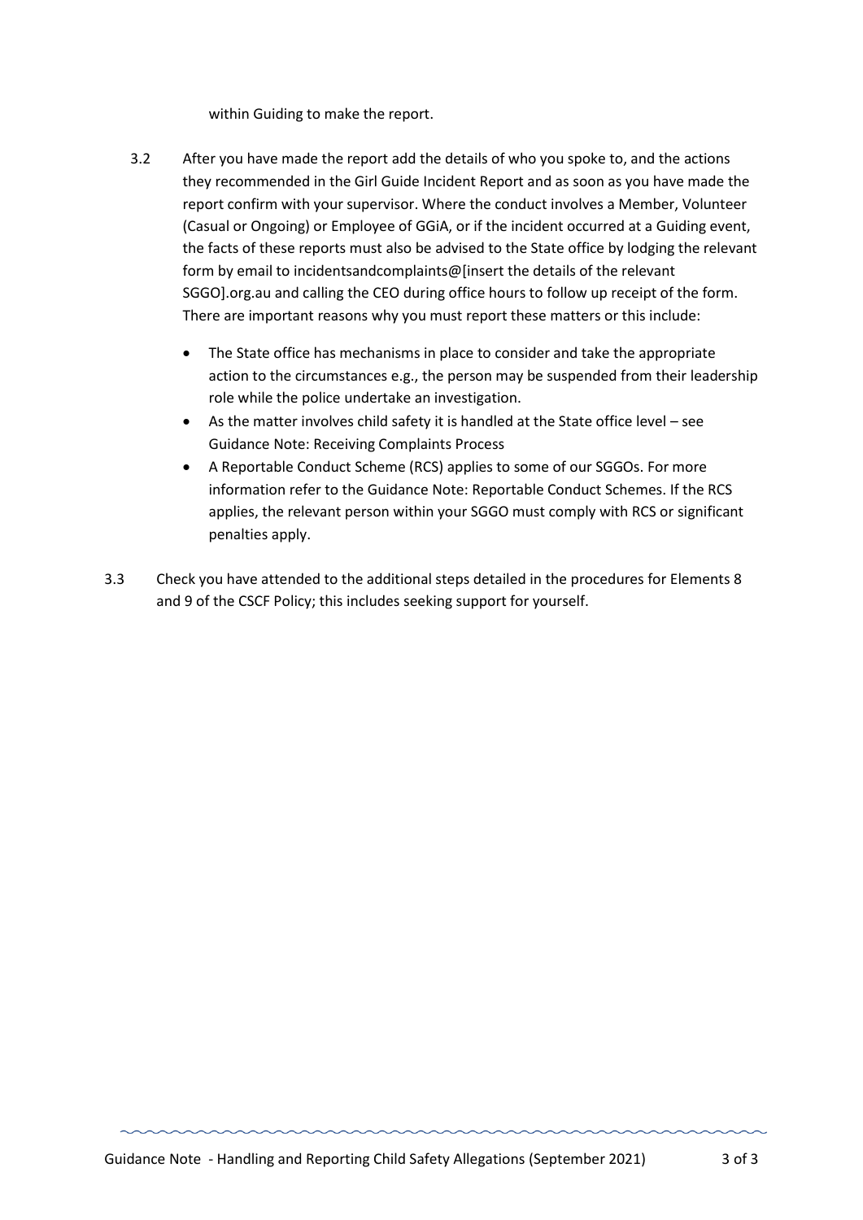within Guiding to make the report.

3.2 After you have made the report add the details of who you spoke to, and the actions they recommended in the Girl Guide Incident Report and as soon as you have made the report confirm with your supervisor. Where the conduct involves a Member, Volunteer (Casual or Ongoing) or Employee of GGiA, or if the incident occurred at a Guiding event, the facts of these reports must also be advised to the State office by lodging the relevant form by email to incidentsandcomplaints@[insert the details of the relevant SGGO].org.au and calling the CEO during office hours to follow up receipt of the form. There are important reasons why you must report these matters or this include:

- The State office has mechanisms in place to consider and take the appropriate action to the circumstances e.g., the person may be suspended from their leadership role while the police undertake an investigation.
- As the matter involves child safety it is handled at the State office level – see Guidance Note: Receiving Complaints Process
- A Reportable Conduct Scheme (RCS) applies to some of our SGGOs. For more information refer to the Guidance Note: Reportable Conduct Schemes. If the RCS applies, the relevant person within your SGGO must comply with RCS or significant penalties apply.

3.3 Check you have attended to the additional steps detailed in the procedures for Elements 8 and 9 of the CSCF Policy; this includes seeking support for yourself.